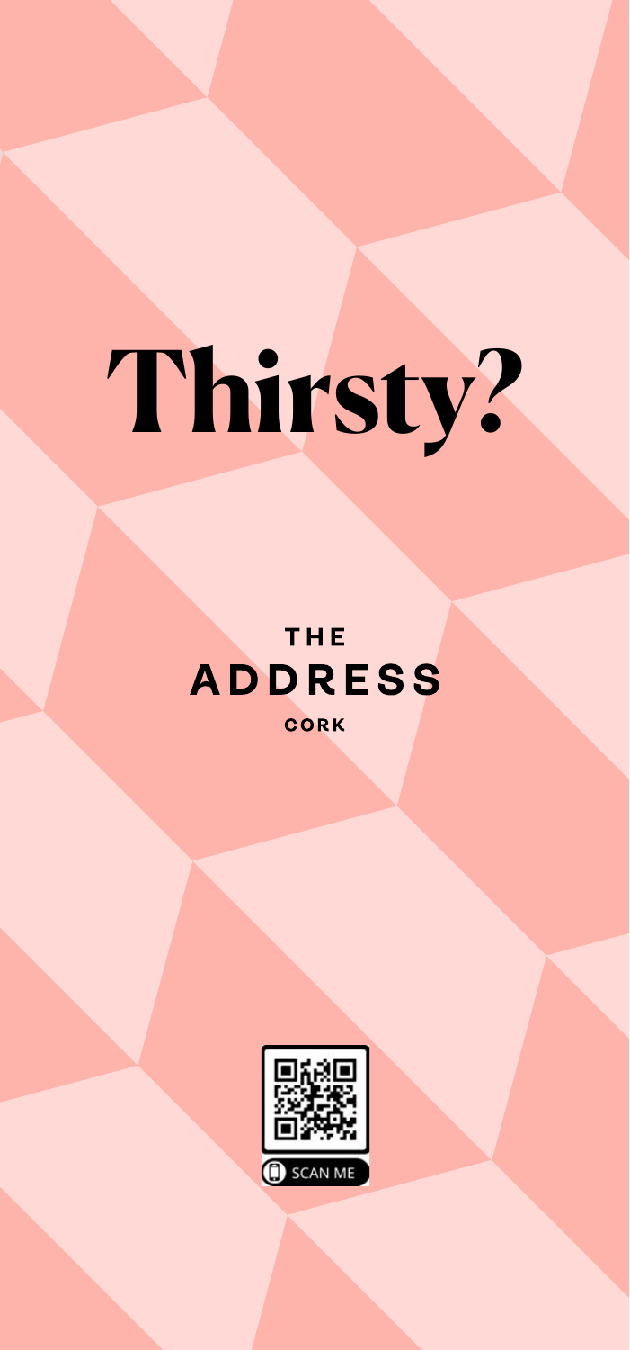# Thirsty?

THE
**ADDRESS**
CORK

SCAN ME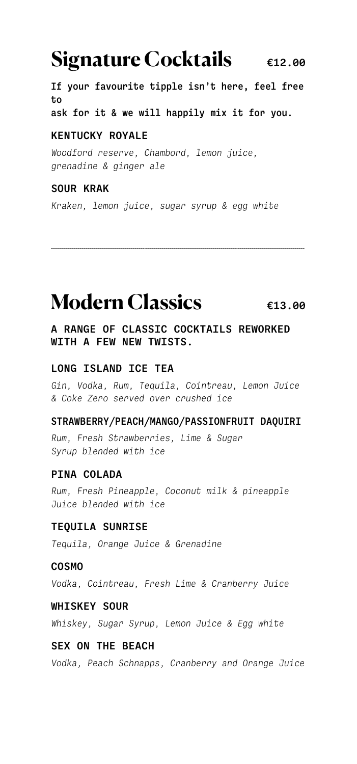# Signature Cocktails €12.00

**If your favourite tipple isn't here, feel free to ask for it & we will happily mix it for you.**

### KENTUCKY ROYALE

*Woodford reserve, Chambord, lemon juice, grenadine & ginger ale*

### SOUR KRAK

*Kraken, lemon juice, sugar syrup & egg white*

---

# Modern Classics €13.00

**A RANGE OF CLASSIC COCKTAILS REWORKED WITH A FEW NEW TWISTS.**

### LONG ISLAND ICE TEA

*Gin, Vodka, Rum, Tequila, Cointreau, Lemon Juice & Coke Zero served over crushed ice*

### STRAWBERRY/PEACH/MANGO/PASSIONFRUIT DAQUIRI

*Rum, Fresh Strawberries, Lime & Sugar Syrup blended with ice*

### PINA COLADA

*Rum, Fresh Pineapple, Coconut milk & pineapple Juice blended with ice*

### TEQUILA SUNRISE

*Tequila, Orange Juice & Grenadine*

### COSMO

*Vodka, Cointreau, Fresh Lime & Cranberry Juice*

### WHISKEY SOUR

*Whiskey, Sugar Syrup, Lemon Juice & Egg white*

### SEX ON THE BEACH

*Vodka, Peach Schnapps, Cranberry and Orange Juice*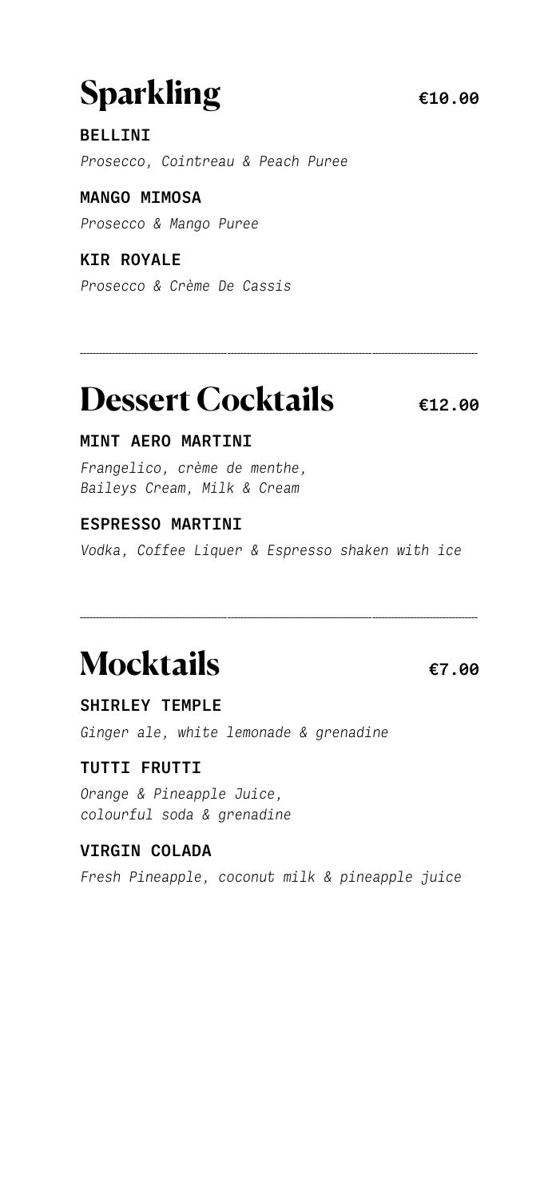# Sparkling €10.00

**BELLINI**

*Prosecco, Cointreau & Peach Puree*

**MANGO MIMOSA**

*Prosecco & Mango Puree*

**KIR ROYALE**

*Prosecco & Crème De Cassis*

---

# Dessert Cocktails €12.00

**MINT AERO MARTINI**

*Frangelico, crème de menthe,*
*Baileys Cream, Milk & Cream*

**ESPRESSO MARTINI**

*Vodka, Coffee Liquer & Espresso shaken with ice*

---

# Mocktails €7.00

**SHIRLEY TEMPLE**

*Ginger ale, white lemonade & grenadine*

**TUTTI FRUTTI**

*Orange & Pineapple Juice,*
*colourful soda & grenadine*

**VIRGIN COLADA**

*Fresh Pineapple, coconut milk & pineapple juice*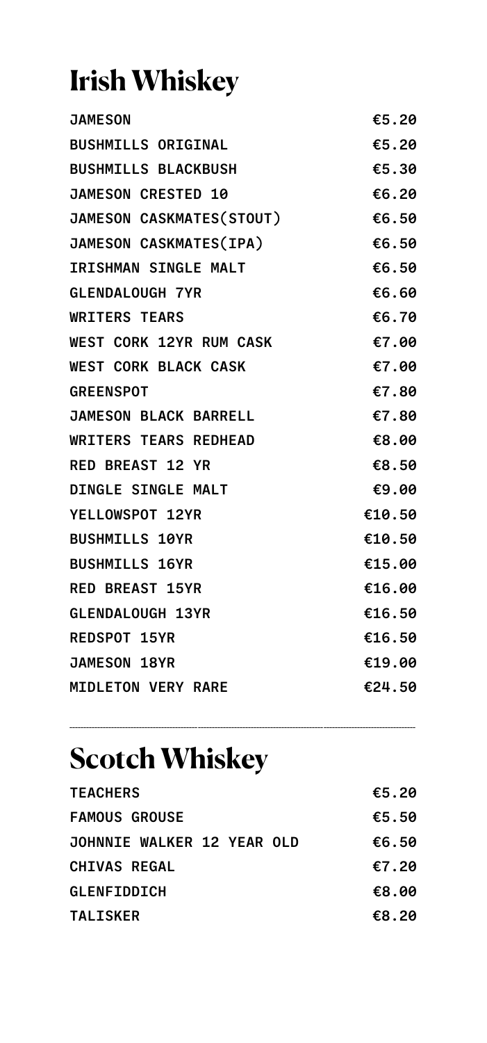# Irish Whiskey

| | |
|---|---|
| JAMESON | €5.20 |
| BUSHMILLS ORIGINAL | €5.20 |
| BUSHMILLS BLACKBUSH | €5.30 |
| JAMESON CRESTED 10 | €6.20 |
| JAMESON CASKMATES(STOUT) | €6.50 |
| JAMESON CASKMATES(IPA) | €6.50 |
| IRISHMAN SINGLE MALT | €6.50 |
| GLENDALOUGH 7YR | €6.60 |
| WRITERS TEARS | €6.70 |
| WEST CORK 12YR RUM CASK | €7.00 |
| WEST CORK BLACK CASK | €7.00 |
| GREENSPOT | €7.80 |
| JAMESON BLACK BARRELL | €7.80 |
| WRITERS TEARS REDHEAD | €8.00 |
| RED BREAST 12 YR | €8.50 |
| DINGLE SINGLE MALT | €9.00 |
| YELLOWSPOT 12YR | €10.50 |
| BUSHMILLS 10YR | €10.50 |
| BUSHMILLS 16YR | €15.00 |
| RED BREAST 15YR | €16.00 |
| GLENDALOUGH 13YR | €16.50 |
| REDSPOT 15YR | €16.50 |
| JAMESON 18YR | €19.00 |
| MIDLETON VERY RARE | €24.50 |

# Scotch Whiskey

| | |
|---|---|
| TEACHERS | €5.20 |
| FAMOUS GROUSE | €5.50 |
| JOHNNIE WALKER 12 YEAR OLD | €6.50 |
| CHIVAS REGAL | €7.20 |
| GLENFIDDICH | €8.00 |
| TALISKER | €8.20 |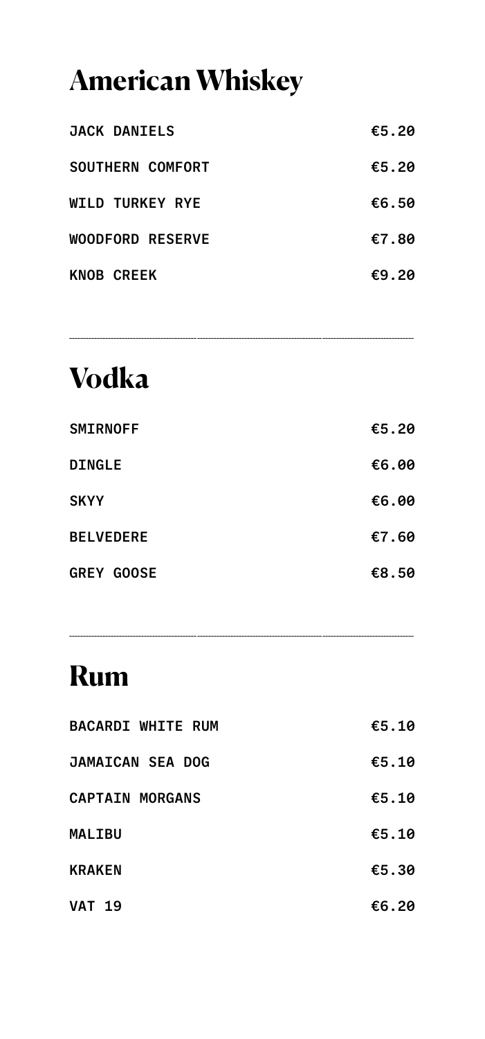# American Whiskey

| | |
|---|---|
| JACK DANIELS | €5.20 |
| SOUTHERN COMFORT | €5.20 |
| WILD TURKEY RYE | €6.50 |
| WOODFORD RESERVE | €7.80 |
| KNOB CREEK | €9.20 |

---

# Vodka

| | |
|---|---|
| SMIRNOFF | €5.20 |
| DINGLE | €6.00 |
| SKYY | €6.00 |
| BELVEDERE | €7.60 |
| GREY GOOSE | €8.50 |

---

# Rum

| | |
|---|---|
| BACARDI WHITE RUM | €5.10 |
| JAMAICAN SEA DOG | €5.10 |
| CAPTAIN MORGANS | €5.10 |
| MALIBU | €5.10 |
| KRAKEN | €5.30 |
| VAT 19 | €6.20 |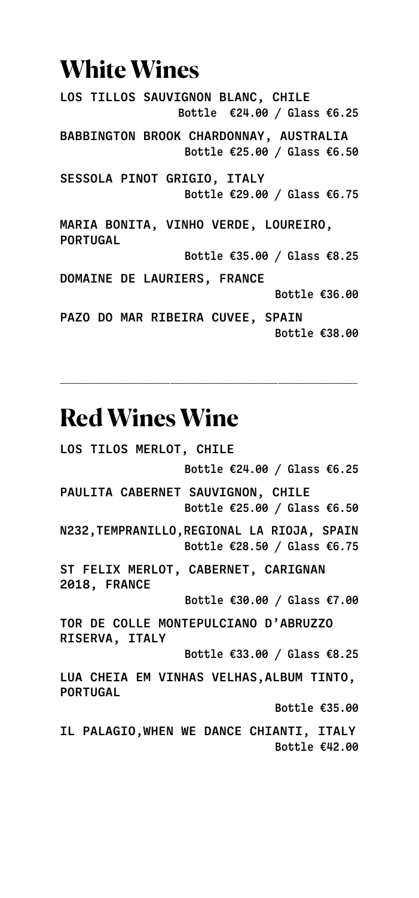# White Wines

**LOS TILLOS SAUVIGNON BLANC, CHILE**
**Bottle €24.00 / Glass €6.25**

**BABBINGTON BROOK CHARDONNAY, AUSTRALIA**
**Bottle €25.00 / Glass €6.50**

**SESSOLA PINOT GRIGIO, ITALY**
**Bottle €29.00 / Glass €6.75**

**MARIA BONITA, VINHO VERDE, LOUREIRO, PORTUGAL**
**Bottle €35.00 / Glass €8.25**

**DOMAINE DE LAURIERS, FRANCE**
**Bottle €36.00**

**PAZO DO MAR RIBEIRA CUVEE, SPAIN**
**Bottle €38.00**

---

# Red Wines Wine

**LOS TILOS MERLOT, CHILE**
**Bottle €24.00 / Glass €6.25**

**PAULITA CABERNET SAUVIGNON, CHILE**
**Bottle €25.00 / Glass €6.50**

**N232,TEMPRANILLO,REGIONAL LA RIOJA, SPAIN**
**Bottle €28.50 / Glass €6.75**

**ST FELIX MERLOT, CABERNET, CARIGNAN 2018, FRANCE**
**Bottle €30.00 / Glass €7.00**

**TOR DE COLLE MONTEPULCIANO D'ABRUZZO RISERVA, ITALY**
**Bottle €33.00 / Glass €8.25**

**LUA CHEIA EM VINHAS VELHAS,ALBUM TINTO, PORTUGAL**
**Bottle €35.00**

**IL PALAGIO,WHEN WE DANCE CHIANTI, ITALY**
**Bottle €42.00**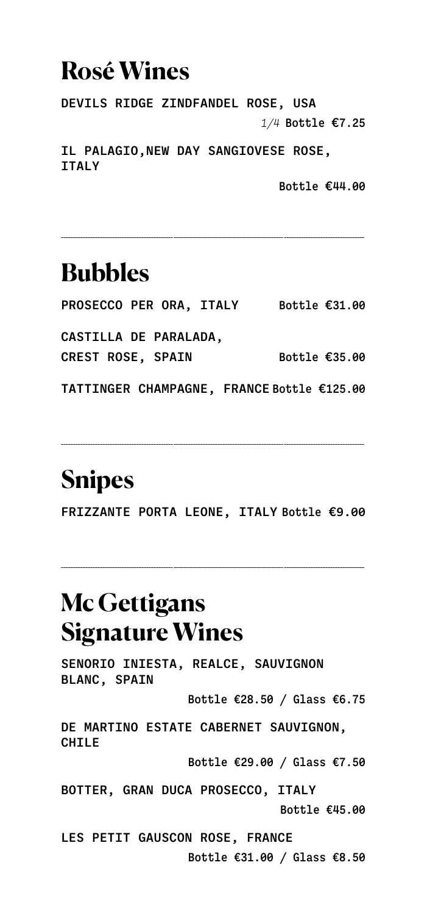# Rosé Wines

**DEVILS RIDGE ZINDFANDEL ROSE, USA**
*1/4* **Bottle €7.25**

**IL PALAGIO,NEW DAY SANGIOVESE ROSE, ITALY**
**Bottle €44.00**

---

# Bubbles

**PROSECCO PER ORA, ITALY** **Bottle €31.00**

**CASTILLA DE PARALADA, CREST ROSE, SPAIN** **Bottle €35.00**

**TATTINGER CHAMPAGNE, FRANCE** **Bottle €125.00**

---

# Snipes

**FRIZZANTE PORTA LEONE, ITALY** **Bottle €9.00**

---

# Mc Gettigans Signature Wines

**SENORIO INIESTA, REALCE, SAUVIGNON BLANC, SPAIN**
**Bottle €28.50 / Glass €6.75**

**DE MARTINO ESTATE CABERNET SAUVIGNON, CHILE**
**Bottle €29.00 / Glass €7.50**

**BOTTER, GRAN DUCA PROSECCO, ITALY**
**Bottle €45.00**

**LES PETIT GAUSCON ROSE, FRANCE**
**Bottle €31.00 / Glass €8.50**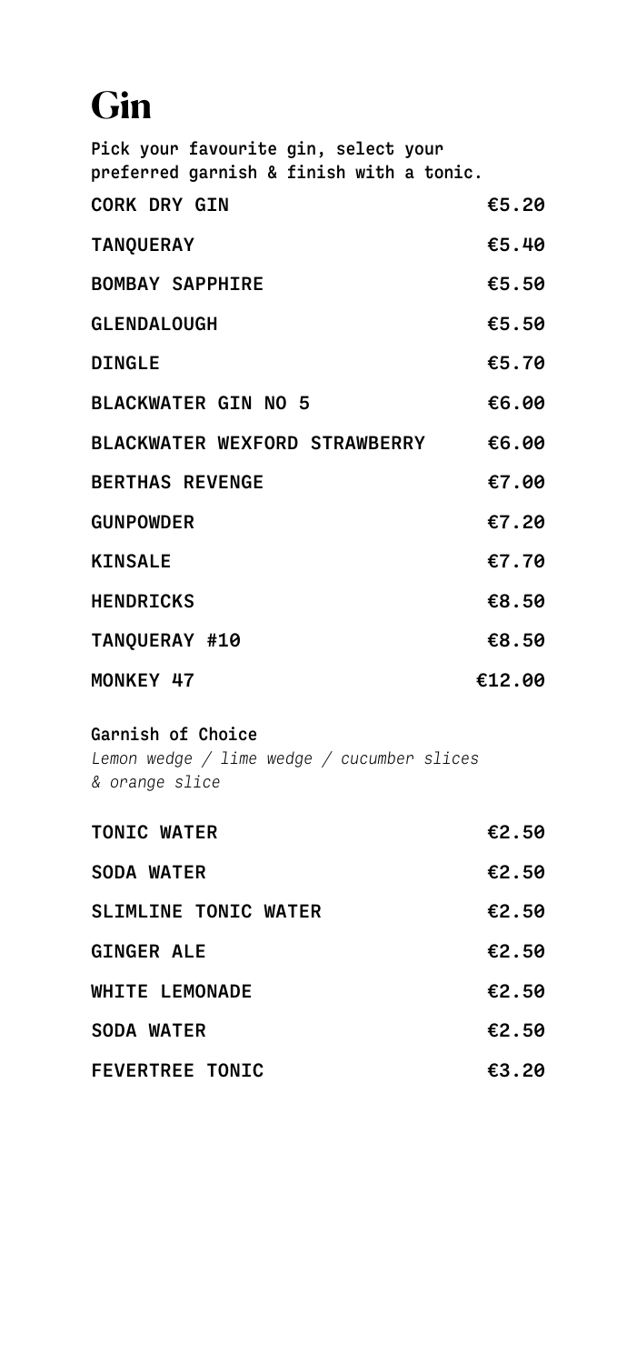# Gin

**Pick your favourite gin, select your preferred garnish & finish with a tonic.**

| | |
|---|---|
| **CORK DRY GIN** | **€5.20** |
| **TANQUERAY** | **€5.40** |
| **BOMBAY SAPPHIRE** | **€5.50** |
| **GLENDALOUGH** | **€5.50** |
| **DINGLE** | **€5.70** |
| **BLACKWATER GIN NO 5** | **€6.00** |
| **BLACKWATER WEXFORD STRAWBERRY** | **€6.00** |
| **BERTHAS REVENGE** | **€7.00** |
| **GUNPOWDER** | **€7.20** |
| **KINSALE** | **€7.70** |
| **HENDRICKS** | **€8.50** |
| **TANQUERAY #10** | **€8.50** |
| **MONKEY 47** | **€12.00** |

**Garnish of Choice**

*Lemon wedge / lime wedge / cucumber slices & orange slice*

| | |
|---|---|
| **TONIC WATER** | **€2.50** |
| **SODA WATER** | **€2.50** |
| **SLIMLINE TONIC WATER** | **€2.50** |
| **GINGER ALE** | **€2.50** |
| **WHITE LEMONADE** | **€2.50** |
| **SODA WATER** | **€2.50** |
| **FEVERTREE TONIC** | **€3.20** |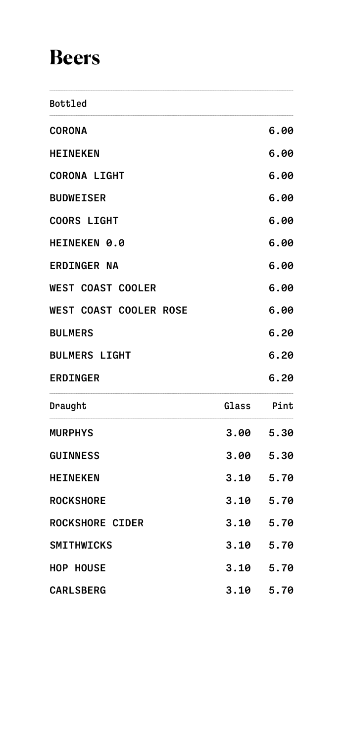# Beers

| Bottled | |
|---|---|
| CORONA | 6.00 |
| HEINEKEN | 6.00 |
| CORONA LIGHT | 6.00 |
| BUDWEISER | 6.00 |
| COORS LIGHT | 6.00 |
| HEINEKEN 0.0 | 6.00 |
| ERDINGER NA | 6.00 |
| WEST COAST COOLER | 6.00 |
| WEST COAST COOLER ROSE | 6.00 |
| BULMERS | 6.20 |
| BULMERS LIGHT | 6.20 |
| ERDINGER | 6.20 |

| Draught | Glass | Pint |
|---|---|---|
| MURPHYS | 3.00 | 5.30 |
| GUINNESS | 3.00 | 5.30 |
| HEINEKEN | 3.10 | 5.70 |
| ROCKSHORE | 3.10 | 5.70 |
| ROCKSHORE CIDER | 3.10 | 5.70 |
| SMITHWICKS | 3.10 | 5.70 |
| HOP HOUSE | 3.10 | 5.70 |
| CARLSBERG | 3.10 | 5.70 |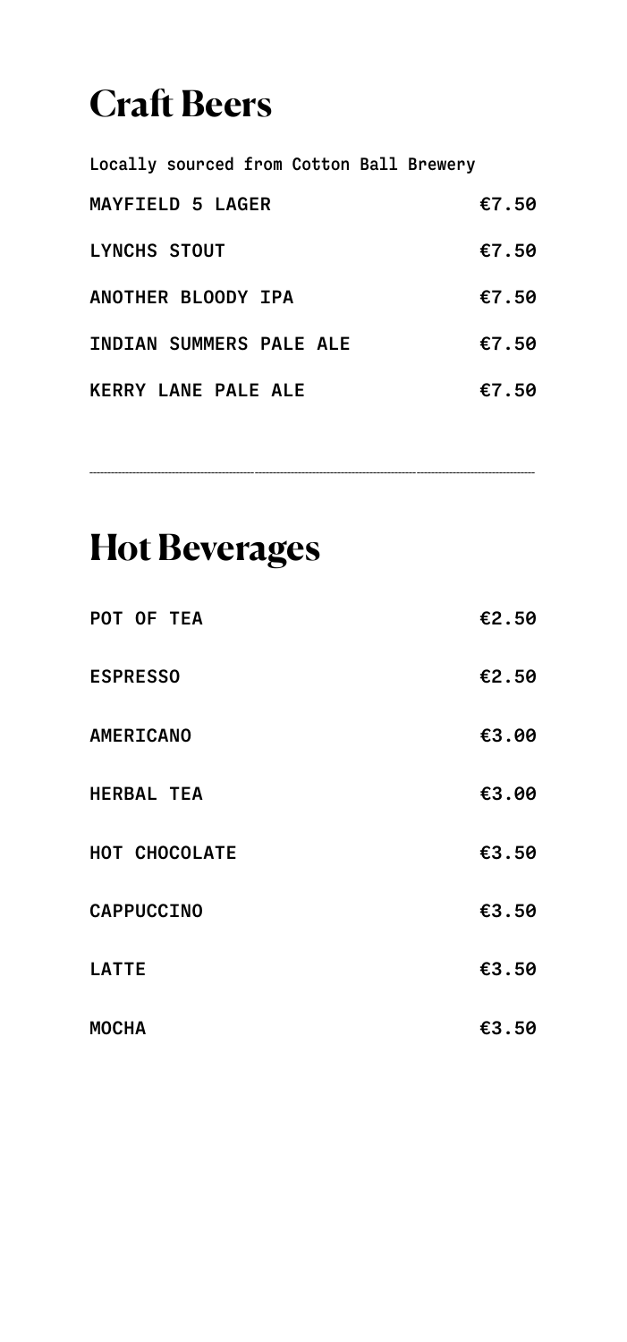# Craft Beers

Locally sourced from Cotton Ball Brewery

| | |
|---|---|
| **MAYFIELD 5 LAGER** | **€7.50** |
| **LYNCHS STOUT** | **€7.50** |
| **ANOTHER BLOODY IPA** | **€7.50** |
| **INDIAN SUMMERS PALE ALE** | **€7.50** |
| **KERRY LANE PALE ALE** | **€7.50** |

---

# Hot Beverages

| | |
|---|---|
| **POT OF TEA** | **€2.50** |
| **ESPRESSO** | **€2.50** |
| **AMERICANO** | **€3.00** |
| **HERBAL TEA** | **€3.00** |
| **HOT CHOCOLATE** | **€3.50** |
| **CAPPUCCINO** | **€3.50** |
| **LATTE** | **€3.50** |
| **MOCHA** | **€3.50** |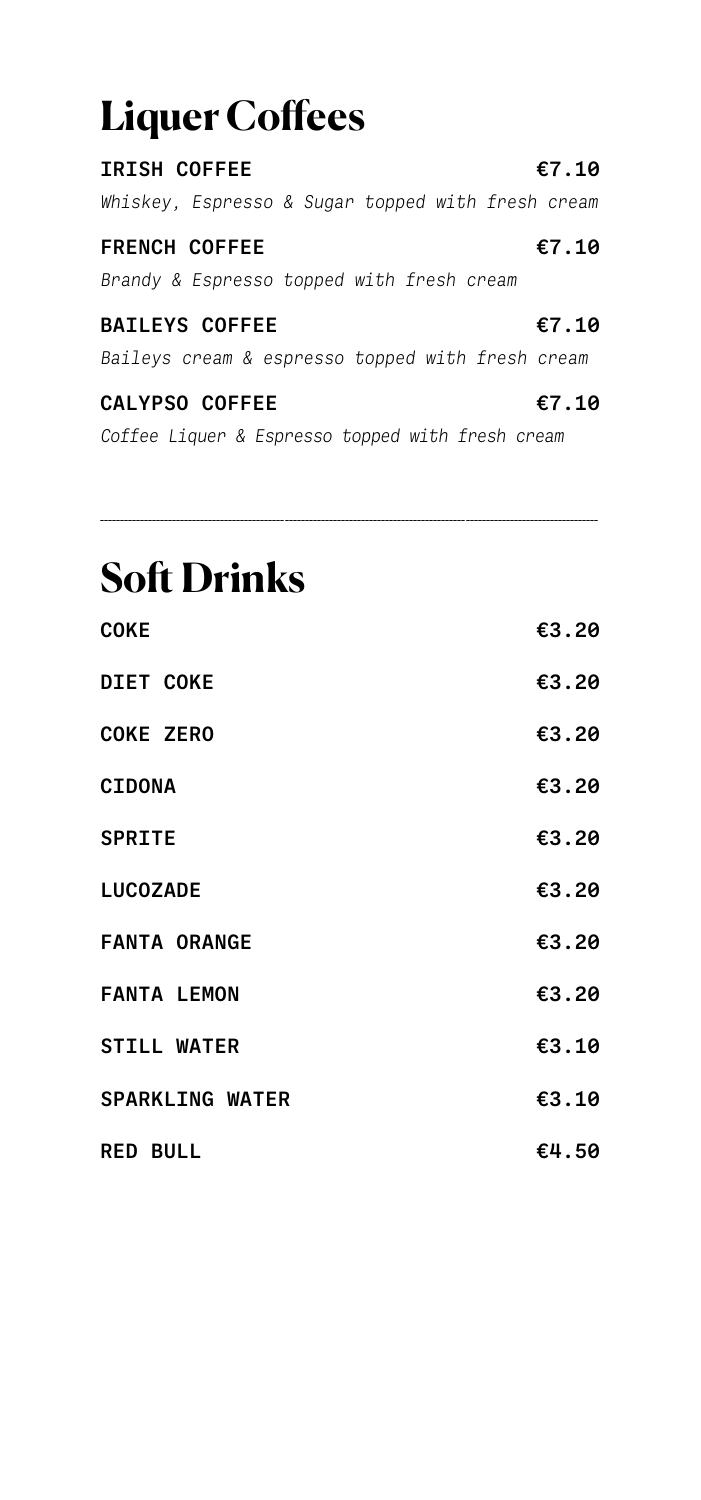# Liquer Coffees

**IRISH COFFEE** **€7.10**
*Whiskey, Espresso & Sugar topped with fresh cream*

**FRENCH COFFEE** **€7.10**
*Brandy & Espresso topped with fresh cream*

**BAILEYS COFFEE** **€7.10**
*Baileys cream & espresso topped with fresh cream*

**CALYPSO COFFEE** **€7.10**
*Coffee Liquer & Espresso topped with fresh cream*

---

# Soft Drinks

| | |
|---|---|
| **COKE** | **€3.20** |
| **DIET COKE** | **€3.20** |
| **COKE ZERO** | **€3.20** |
| **CIDONA** | **€3.20** |
| **SPRITE** | **€3.20** |
| **LUCOZADE** | **€3.20** |
| **FANTA ORANGE** | **€3.20** |
| **FANTA LEMON** | **€3.20** |
| **STILL WATER** | **€3.10** |
| **SPARKLING WATER** | **€3.10** |
| **RED BULL** | **€4.50** |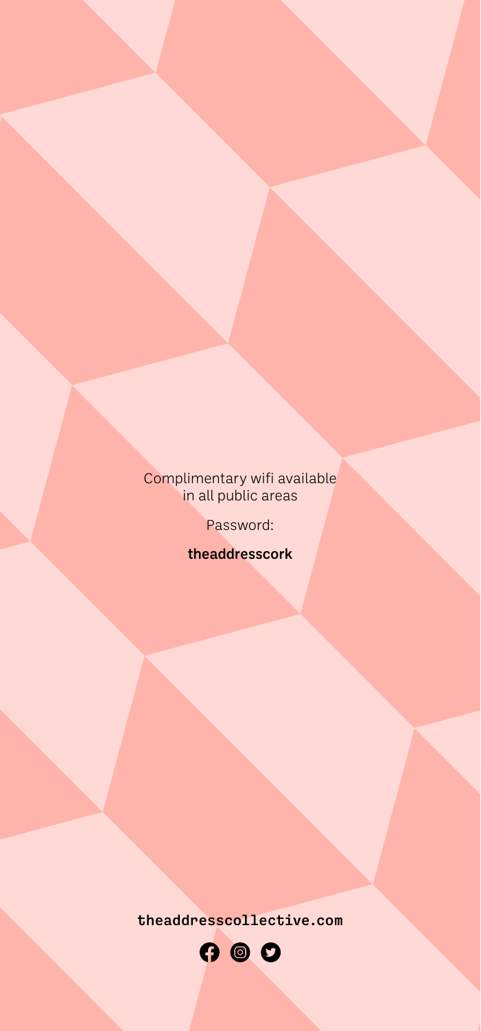Complimentary wifi available
in all public areas

Password:

**theaddresscork**

**theaddresscollective.com**